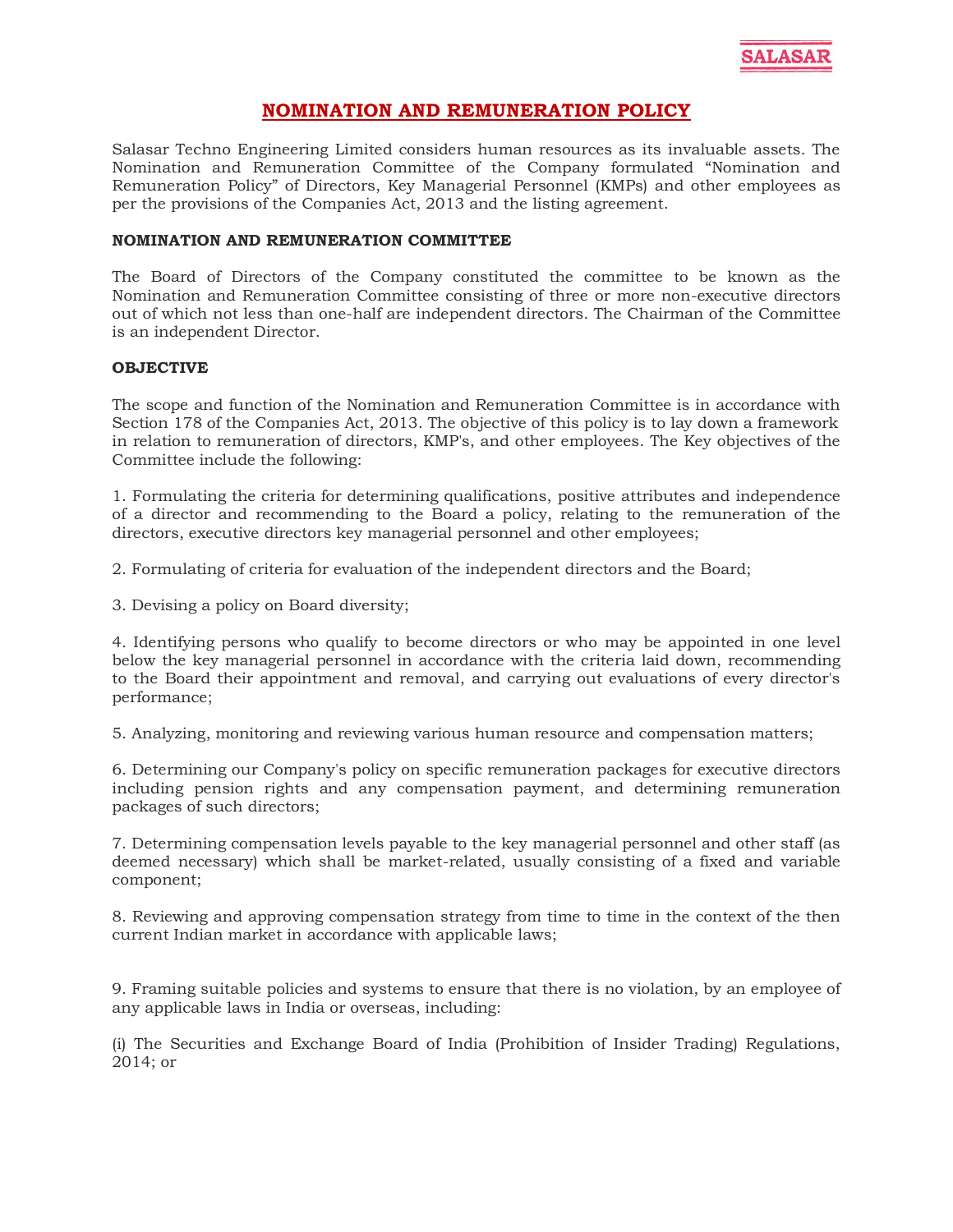# NOMINATION AND REMUNERATION POLICY

Salasar Techno Engineering Limited considers human resources as its invaluable assets. The Nomination and Remuneration Committee of the Company formulated "Nomination and Remuneration Policy" of Directors, Key Managerial Personnel (KMPs) and other employees as per the provisions of the Companies Act, 2013 and the listing agreement.

**NOMINATION AND REMUNERATION COMMITTEE**

The Board of Directors of the Company constituted the committee to be known as the Nomination and Remuneration Committee consisting of three or more non-executive directors out of which not less than one-half are independent directors. The Chairman of the Committee is an independent Director.

**OBJECTIVE**

The scope and function of the Nomination and Remuneration Committee is in accordance with Section 178 of the Companies Act, 2013. The objective of this policy is to lay down a framework in relation to remuneration of directors, KMP's, and other employees. The Key objectives of the Committee include the following:

1. Formulating the criteria for determining qualifications, positive attributes and independence of a director and recommending to the Board a policy, relating to the remuneration of the directors, executive directors key managerial personnel and other employees;

2. Formulating of criteria for evaluation of the independent directors and the Board;

3. Devising a policy on Board diversity;

4. Identifying persons who qualify to become directors or who may be appointed in one level below the key managerial personnel in accordance with the criteria laid down, recommending to the Board their appointment and removal, and carrying out evaluations of every director's performance;

5. Analyzing, monitoring and reviewing various human resource and compensation matters;

6. Determining our Company's policy on specific remuneration packages for executive directors including pension rights and any compensation payment, and determining remuneration packages of such directors;

7. Determining compensation levels payable to the key managerial personnel and other staff (as deemed necessary) which shall be market-related, usually consisting of a fixed and variable component;

8. Reviewing and approving compensation strategy from time to time in the context of the then current Indian market in accordance with applicable laws;

9. Framing suitable policies and systems to ensure that there is no violation, by an employee of any applicable laws in India or overseas, including:

(i) The Securities and Exchange Board of India (Prohibition of Insider Trading) Regulations, 2014; or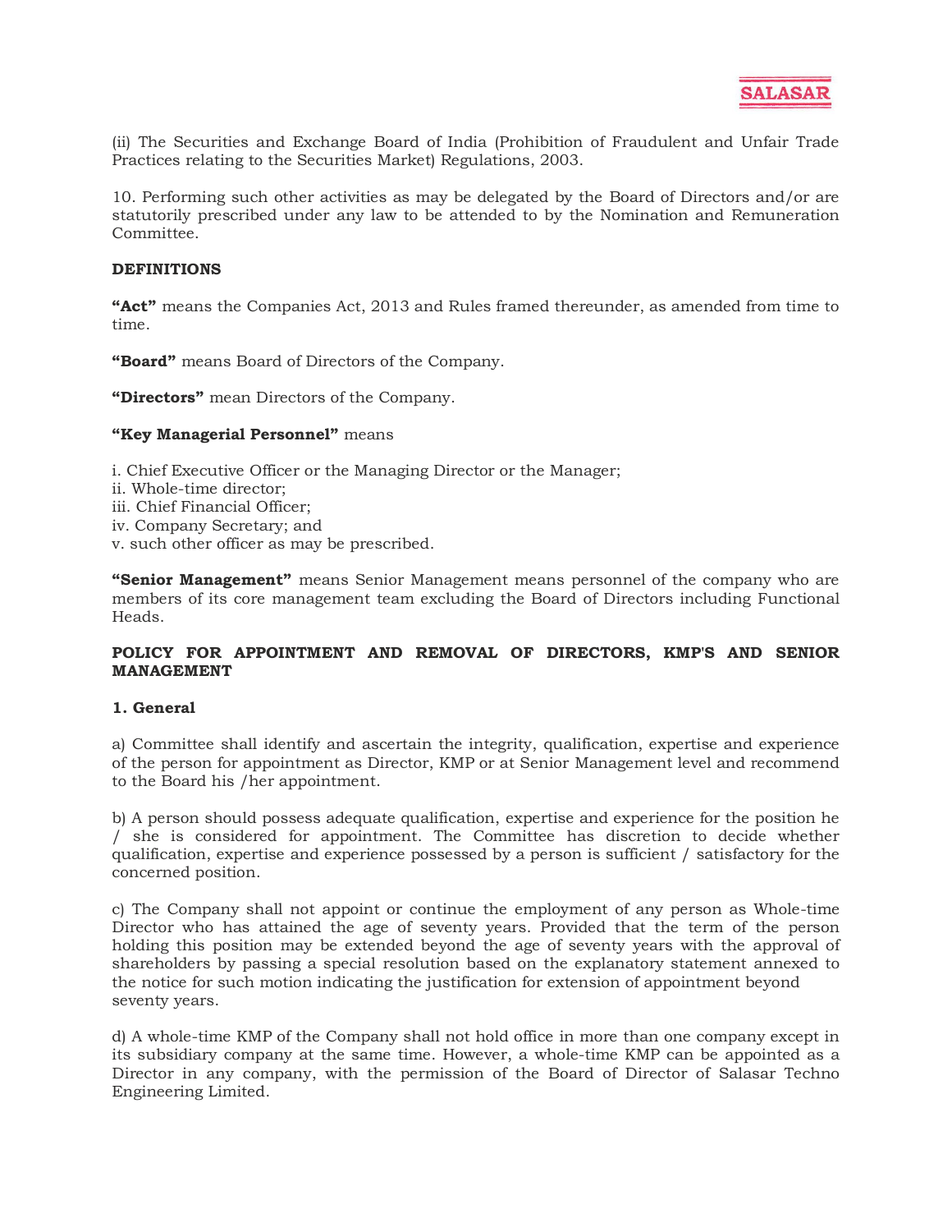(ii) The Securities and Exchange Board of India (Prohibition of Fraudulent and Unfair Trade Practices relating to the Securities Market) Regulations, 2003.

10. Performing such other activities as may be delegated by the Board of Directors and/or are statutorily prescribed under any law to be attended to by the Nomination and Remuneration Committee.

**DEFINITIONS**

**"Act"** means the Companies Act, 2013 and Rules framed thereunder, as amended from time to time.

**"Board"** means Board of Directors of the Company.

**"Directors"** mean Directors of the Company.

**"Key Managerial Personnel"** means

i. Chief Executive Officer or the Managing Director or the Manager;
ii. Whole-time director;
iii. Chief Financial Officer;
iv. Company Secretary; and
v. such other officer as may be prescribed.

**"Senior Management"** means Senior Management means personnel of the company who are members of its core management team excluding the Board of Directors including Functional Heads.

**POLICY FOR APPOINTMENT AND REMOVAL OF DIRECTORS, KMP'S AND SENIOR MANAGEMENT**

**1. General**

a) Committee shall identify and ascertain the integrity, qualification, expertise and experience of the person for appointment as Director, KMP or at Senior Management level and recommend to the Board his /her appointment.

b) A person should possess adequate qualification, expertise and experience for the position he / she is considered for appointment. The Committee has discretion to decide whether qualification, expertise and experience possessed by a person is sufficient / satisfactory for the concerned position.

c) The Company shall not appoint or continue the employment of any person as Whole-time Director who has attained the age of seventy years. Provided that the term of the person holding this position may be extended beyond the age of seventy years with the approval of shareholders by passing a special resolution based on the explanatory statement annexed to the notice for such motion indicating the justification for extension of appointment beyond seventy years.

d) A whole-time KMP of the Company shall not hold office in more than one company except in its subsidiary company at the same time. However, a whole-time KMP can be appointed as a Director in any company, with the permission of the Board of Director of Salasar Techno Engineering Limited.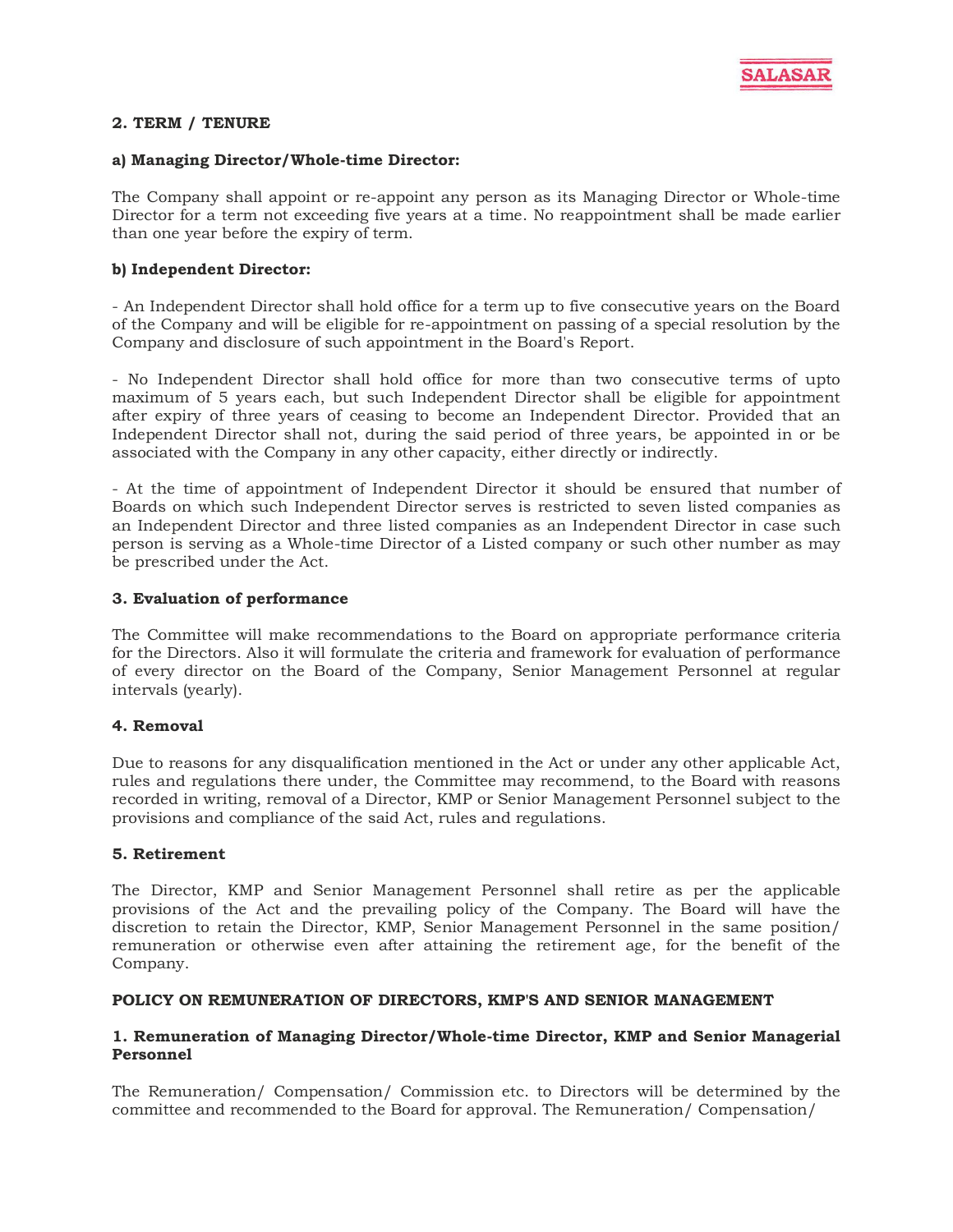### 2. TERM / TENURE

**a) Managing Director/Whole-time Director:**

The Company shall appoint or re-appoint any person as its Managing Director or Whole-time Director for a term not exceeding five years at a time. No reappointment shall be made earlier than one year before the expiry of term.

**b) Independent Director:**

- An Independent Director shall hold office for a term up to five consecutive years on the Board of the Company and will be eligible for re-appointment on passing of a special resolution by the Company and disclosure of such appointment in the Board's Report.

- No Independent Director shall hold office for more than two consecutive terms of upto maximum of 5 years each, but such Independent Director shall be eligible for appointment after expiry of three years of ceasing to become an Independent Director. Provided that an Independent Director shall not, during the said period of three years, be appointed in or be associated with the Company in any other capacity, either directly or indirectly.

- At the time of appointment of Independent Director it should be ensured that number of Boards on which such Independent Director serves is restricted to seven listed companies as an Independent Director and three listed companies as an Independent Director in case such person is serving as a Whole-time Director of a Listed company or such other number as may be prescribed under the Act.

### 3. Evaluation of performance

The Committee will make recommendations to the Board on appropriate performance criteria for the Directors. Also it will formulate the criteria and framework for evaluation of performance of every director on the Board of the Company, Senior Management Personnel at regular intervals (yearly).

### 4. Removal

Due to reasons for any disqualification mentioned in the Act or under any other applicable Act, rules and regulations there under, the Committee may recommend, to the Board with reasons recorded in writing, removal of a Director, KMP or Senior Management Personnel subject to the provisions and compliance of the said Act, rules and regulations.

### 5. Retirement

The Director, KMP and Senior Management Personnel shall retire as per the applicable provisions of the Act and the prevailing policy of the Company. The Board will have the discretion to retain the Director, KMP, Senior Management Personnel in the same position/ remuneration or otherwise even after attaining the retirement age, for the benefit of the Company.

## POLICY ON REMUNERATION OF DIRECTORS, KMP'S AND SENIOR MANAGEMENT

### 1. Remuneration of Managing Director/Whole-time Director, KMP and Senior Managerial Personnel

The Remuneration/ Compensation/ Commission etc. to Directors will be determined by the committee and recommended to the Board for approval. The Remuneration/ Compensation/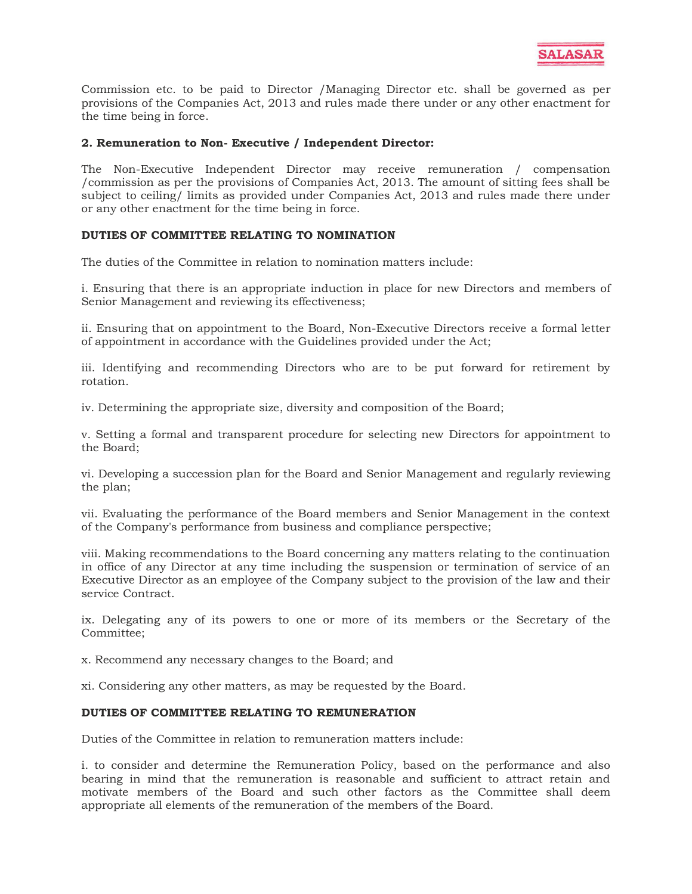Commission etc. to be paid to Director /Managing Director etc. shall be governed as per provisions of the Companies Act, 2013 and rules made there under or any other enactment for the time being in force.

**2. Remuneration to Non- Executive / Independent Director:**

The Non-Executive Independent Director may receive remuneration / compensation /commission as per the provisions of Companies Act, 2013. The amount of sitting fees shall be subject to ceiling/ limits as provided under Companies Act, 2013 and rules made there under or any other enactment for the time being in force.

**DUTIES OF COMMITTEE RELATING TO NOMINATION**

The duties of the Committee in relation to nomination matters include:

i. Ensuring that there is an appropriate induction in place for new Directors and members of Senior Management and reviewing its effectiveness;

ii. Ensuring that on appointment to the Board, Non-Executive Directors receive a formal letter of appointment in accordance with the Guidelines provided under the Act;

iii. Identifying and recommending Directors who are to be put forward for retirement by rotation.

iv. Determining the appropriate size, diversity and composition of the Board;

v. Setting a formal and transparent procedure for selecting new Directors for appointment to the Board;

vi. Developing a succession plan for the Board and Senior Management and regularly reviewing the plan;

vii. Evaluating the performance of the Board members and Senior Management in the context of the Company's performance from business and compliance perspective;

viii. Making recommendations to the Board concerning any matters relating to the continuation in office of any Director at any time including the suspension or termination of service of an Executive Director as an employee of the Company subject to the provision of the law and their service Contract.

ix. Delegating any of its powers to one or more of its members or the Secretary of the Committee;

x. Recommend any necessary changes to the Board; and

xi. Considering any other matters, as may be requested by the Board.

**DUTIES OF COMMITTEE RELATING TO REMUNERATION**

Duties of the Committee in relation to remuneration matters include:

i. to consider and determine the Remuneration Policy, based on the performance and also bearing in mind that the remuneration is reasonable and sufficient to attract retain and motivate members of the Board and such other factors as the Committee shall deem appropriate all elements of the remuneration of the members of the Board.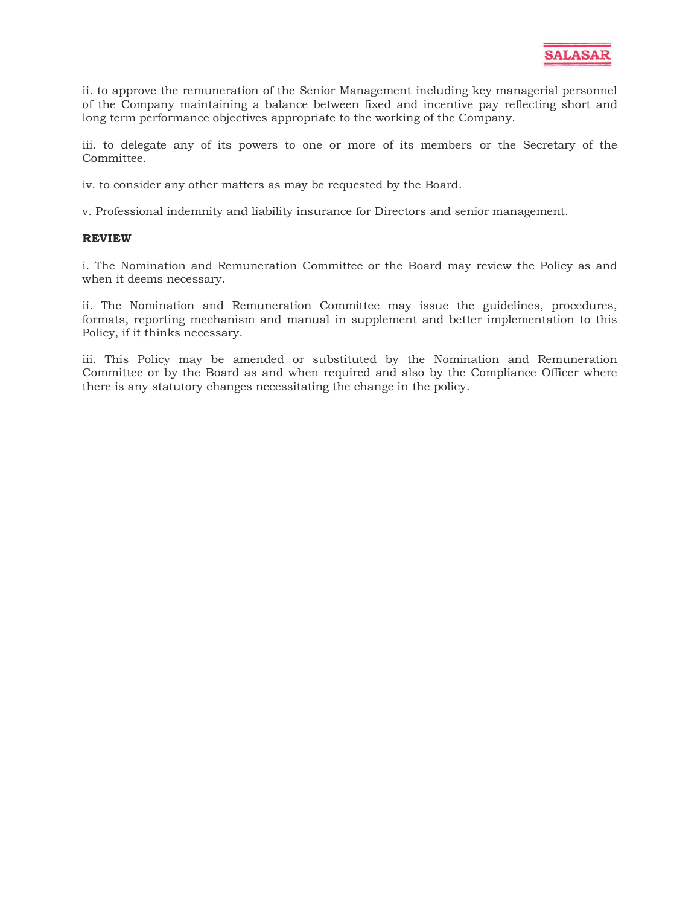ii. to approve the remuneration of the Senior Management including key managerial personnel of the Company maintaining a balance between fixed and incentive pay reflecting short and long term performance objectives appropriate to the working of the Company.

iii. to delegate any of its powers to one or more of its members or the Secretary of the Committee.

iv. to consider any other matters as may be requested by the Board.

v. Professional indemnity and liability insurance for Directors and senior management.

**REVIEW**

i. The Nomination and Remuneration Committee or the Board may review the Policy as and when it deems necessary.

ii. The Nomination and Remuneration Committee may issue the guidelines, procedures, formats, reporting mechanism and manual in supplement and better implementation to this Policy, if it thinks necessary.

iii. This Policy may be amended or substituted by the Nomination and Remuneration Committee or by the Board as and when required and also by the Compliance Officer where there is any statutory changes necessitating the change in the policy.